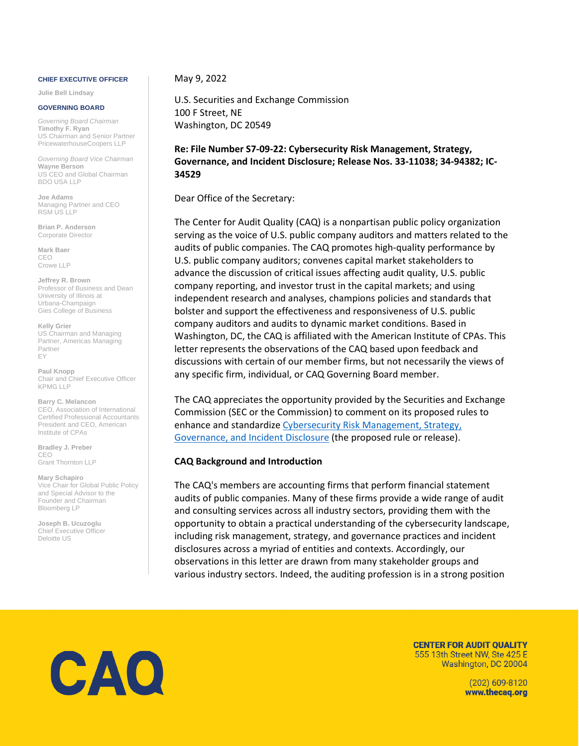**CHIEF EXECUTIVE OFFICER**

Julie Bell Lindsay

**GOVERNING BOARD**

*Governing Board Chairman*
**Timothy F. Ryan**
US Chairman and Senior Partner
PricewaterhouseCoopers LLP

*Governing Board Vice Chairman*
**Wayne Berson**
US CEO and Global Chairman
BDO USA LLP

**Joe Adams**
Managing Partner and CEO
RSM US LLP

**Brian P. Anderson**
Corporate Director

**Mark Baer**
CEO
Crowe LLP

**Jeffrey R. Brown**
Professor of Business and Dean
University of Illinois at Urbana-Champaign
Gies College of Business

**Kelly Grier**
US Chairman and Managing Partner, Americas Managing Partner
EY

**Paul Knopp**
Chair and Chief Executive Officer
KPMG LLP

**Barry C. Melancon**
CEO, Association of International Certified Professional Accountants
President and CEO, American Institute of CPAs

**Bradley J. Preber**
CEO
Grant Thornton LLP

**Mary Schapiro**
Vice Chair for Global Public Policy and Special Advisor to the Founder and Chairman
Bloomberg LP

**Joseph B. Ucuzoglu**
Chief Executive Officer
Deloitte US

May 9, 2022

U.S. Securities and Exchange Commission
100 F Street, NE
Washington, DC 20549

**Re: File Number S7-09-22: Cybersecurity Risk Management, Strategy, Governance, and Incident Disclosure; Release Nos. 33-11038; 34-94382; IC-34529**

Dear Office of the Secretary:

The Center for Audit Quality (CAQ) is a nonpartisan public policy organization serving as the voice of U.S. public company auditors and matters related to the audits of public companies. The CAQ promotes high-quality performance by U.S. public company auditors; convenes capital market stakeholders to advance the discussion of critical issues affecting audit quality, U.S. public company reporting, and investor trust in the capital markets; and using independent research and analyses, champions policies and standards that bolster and support the effectiveness and responsiveness of U.S. public company auditors and audits to dynamic market conditions. Based in Washington, DC, the CAQ is affiliated with the American Institute of CPAs. This letter represents the observations of the CAQ based upon feedback and discussions with certain of our member firms, but not necessarily the views of any specific firm, individual, or CAQ Governing Board member.

The CAQ appreciates the opportunity provided by the Securities and Exchange Commission (SEC or the Commission) to comment on its proposed rules to enhance and standardize Cybersecurity Risk Management, Strategy, Governance, and Incident Disclosure (the proposed rule or release).

**CAQ Background and Introduction**

The CAQ's members are accounting firms that perform financial statement audits of public companies. Many of these firms provide a wide range of audit and consulting services across all industry sectors, providing them with the opportunity to obtain a practical understanding of the cybersecurity landscape, including risk management, strategy, and governance practices and incident disclosures across a myriad of entities and contexts. Accordingly, our observations in this letter are drawn from many stakeholder groups and various industry sectors. Indeed, the auditing profession is in a strong position

CAQ

**CENTER FOR AUDIT QUALITY**
555 13th Street NW, Ste 425 E
Washington, DC 20004

(202) 609-8120
**www.thecaq.org**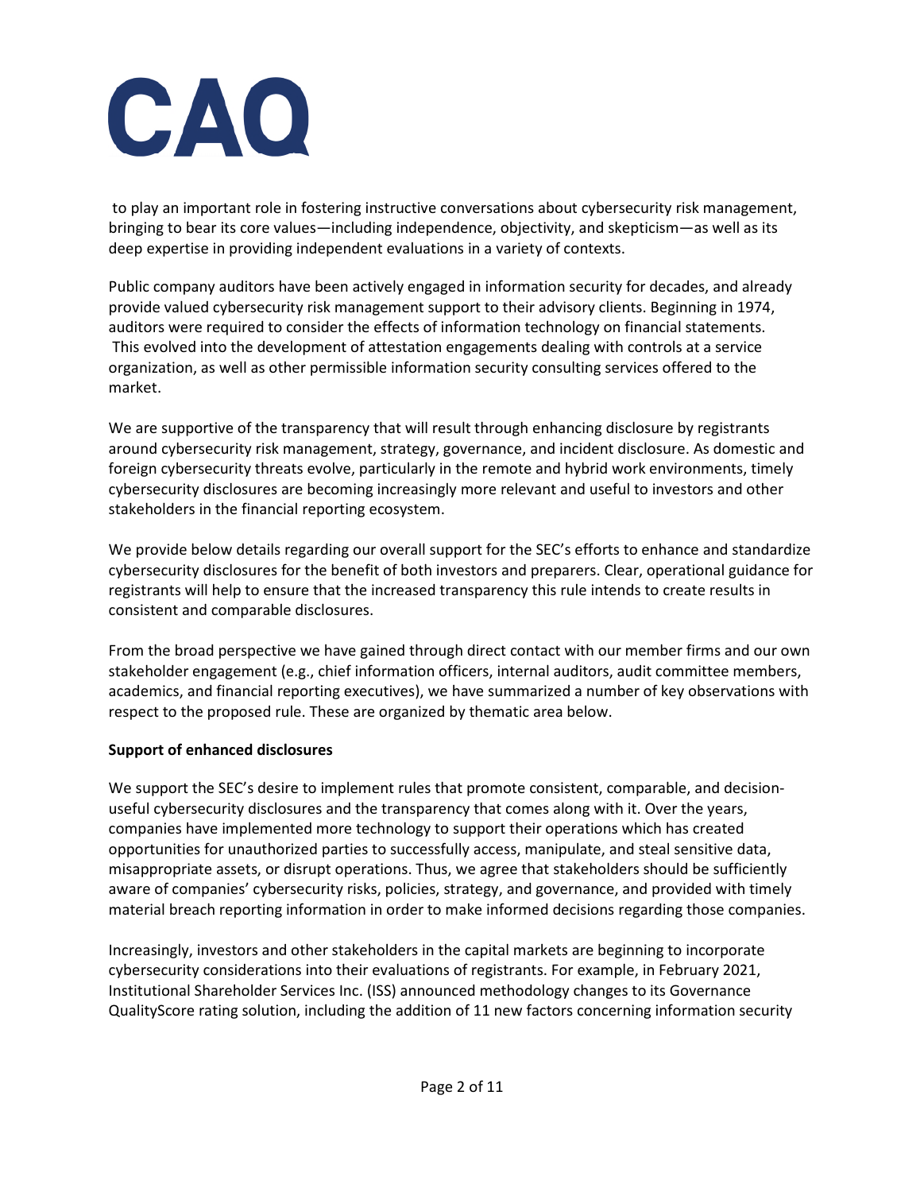to play an important role in fostering instructive conversations about cybersecurity risk management, bringing to bear its core values—including independence, objectivity, and skepticism—as well as its deep expertise in providing independent evaluations in a variety of contexts.

Public company auditors have been actively engaged in information security for decades, and already provide valued cybersecurity risk management support to their advisory clients. Beginning in 1974, auditors were required to consider the effects of information technology on financial statements. This evolved into the development of attestation engagements dealing with controls at a service organization, as well as other permissible information security consulting services offered to the market.

We are supportive of the transparency that will result through enhancing disclosure by registrants around cybersecurity risk management, strategy, governance, and incident disclosure. As domestic and foreign cybersecurity threats evolve, particularly in the remote and hybrid work environments, timely cybersecurity disclosures are becoming increasingly more relevant and useful to investors and other stakeholders in the financial reporting ecosystem.

We provide below details regarding our overall support for the SEC's efforts to enhance and standardize cybersecurity disclosures for the benefit of both investors and preparers. Clear, operational guidance for registrants will help to ensure that the increased transparency this rule intends to create results in consistent and comparable disclosures.

From the broad perspective we have gained through direct contact with our member firms and our own stakeholder engagement (e.g., chief information officers, internal auditors, audit committee members, academics, and financial reporting executives), we have summarized a number of key observations with respect to the proposed rule. These are organized by thematic area below.

**Support of enhanced disclosures**

We support the SEC's desire to implement rules that promote consistent, comparable, and decision-useful cybersecurity disclosures and the transparency that comes along with it. Over the years, companies have implemented more technology to support their operations which has created opportunities for unauthorized parties to successfully access, manipulate, and steal sensitive data, misappropriate assets, or disrupt operations. Thus, we agree that stakeholders should be sufficiently aware of companies' cybersecurity risks, policies, strategy, and governance, and provided with timely material breach reporting information in order to make informed decisions regarding those companies.

Increasingly, investors and other stakeholders in the capital markets are beginning to incorporate cybersecurity considerations into their evaluations of registrants. For example, in February 2021, Institutional Shareholder Services Inc. (ISS) announced methodology changes to its Governance QualityScore rating solution, including the addition of 11 new factors concerning information security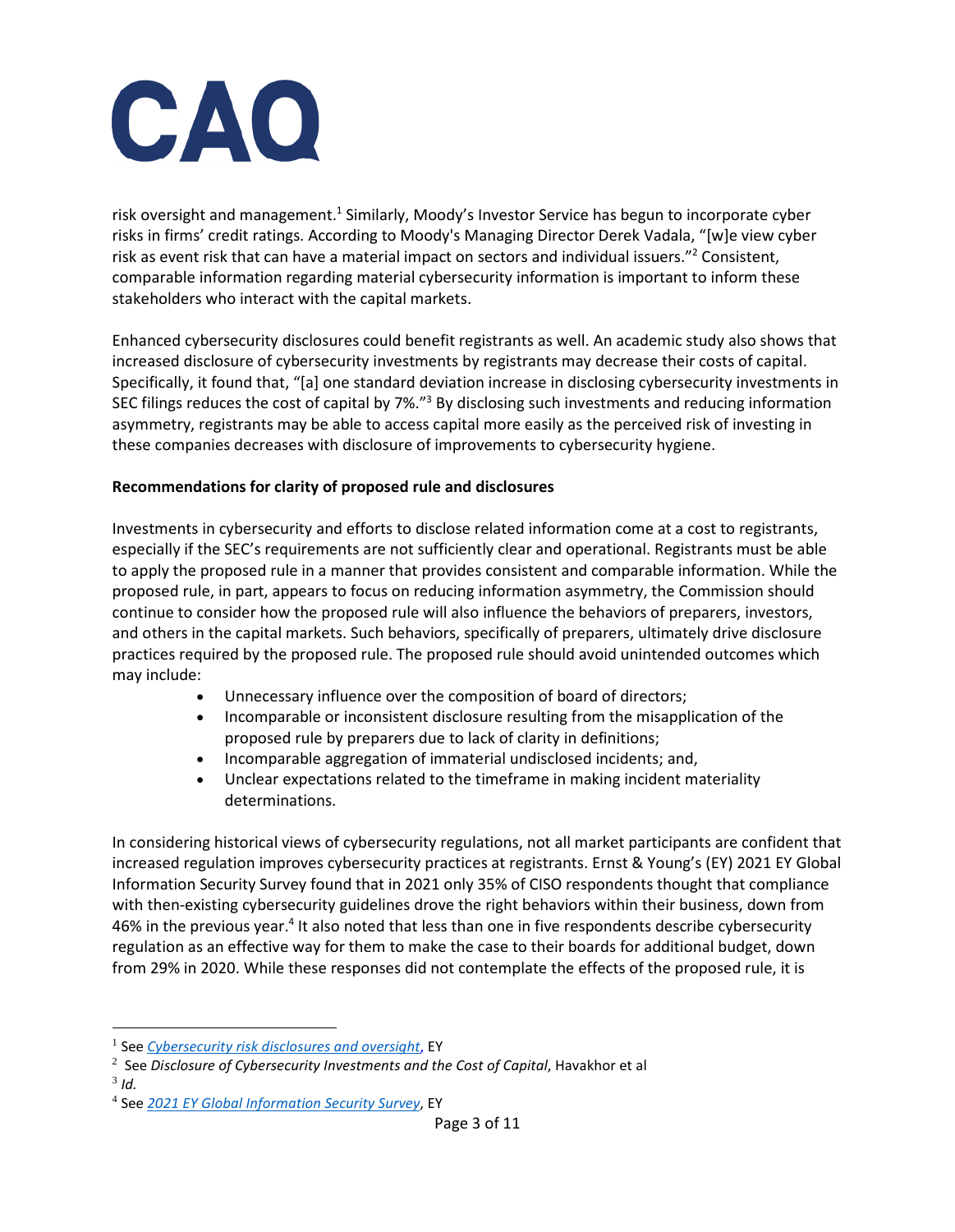risk oversight and management.[1] Similarly, Moody's Investor Service has begun to incorporate cyber risks in firms' credit ratings. According to Moody's Managing Director Derek Vadala, "[w]e view cyber risk as event risk that can have a material impact on sectors and individual issuers."[2] Consistent, comparable information regarding material cybersecurity information is important to inform these stakeholders who interact with the capital markets.

Enhanced cybersecurity disclosures could benefit registrants as well. An academic study also shows that increased disclosure of cybersecurity investments by registrants may decrease their costs of capital. Specifically, it found that, "[a] one standard deviation increase in disclosing cybersecurity investments in SEC filings reduces the cost of capital by 7%."[3] By disclosing such investments and reducing information asymmetry, registrants may be able to access capital more easily as the perceived risk of investing in these companies decreases with disclosure of improvements to cybersecurity hygiene.

**Recommendations for clarity of proposed rule and disclosures**

Investments in cybersecurity and efforts to disclose related information come at a cost to registrants, especially if the SEC's requirements are not sufficiently clear and operational. Registrants must be able to apply the proposed rule in a manner that provides consistent and comparable information. While the proposed rule, in part, appears to focus on reducing information asymmetry, the Commission should continue to consider how the proposed rule will also influence the behaviors of preparers, investors, and others in the capital markets. Such behaviors, specifically of preparers, ultimately drive disclosure practices required by the proposed rule. The proposed rule should avoid unintended outcomes which may include:

- Unnecessary influence over the composition of board of directors;
- Incomparable or inconsistent disclosure resulting from the misapplication of the proposed rule by preparers due to lack of clarity in definitions;
- Incomparable aggregation of immaterial undisclosed incidents; and,
- Unclear expectations related to the timeframe in making incident materiality determinations.

In considering historical views of cybersecurity regulations, not all market participants are confident that increased regulation improves cybersecurity practices at registrants. Ernst & Young's (EY) 2021 EY Global Information Security Survey found that in 2021 only 35% of CISO respondents thought that compliance with then-existing cybersecurity guidelines drove the right behaviors within their business, down from 46% in the previous year.[4] It also noted that less than one in five respondents describe cybersecurity regulation as an effective way for them to make the case to their boards for additional budget, down from 29% in 2020. While these responses did not contemplate the effects of the proposed rule, it is

---

[1] See *Cybersecurity risk disclosures and oversight*, EY

[2] See *Disclosure of Cybersecurity Investments and the Cost of Capital*, Havakhor et al

[3] *Id.*

[4] See *2021 EY Global Information Security Survey*, EY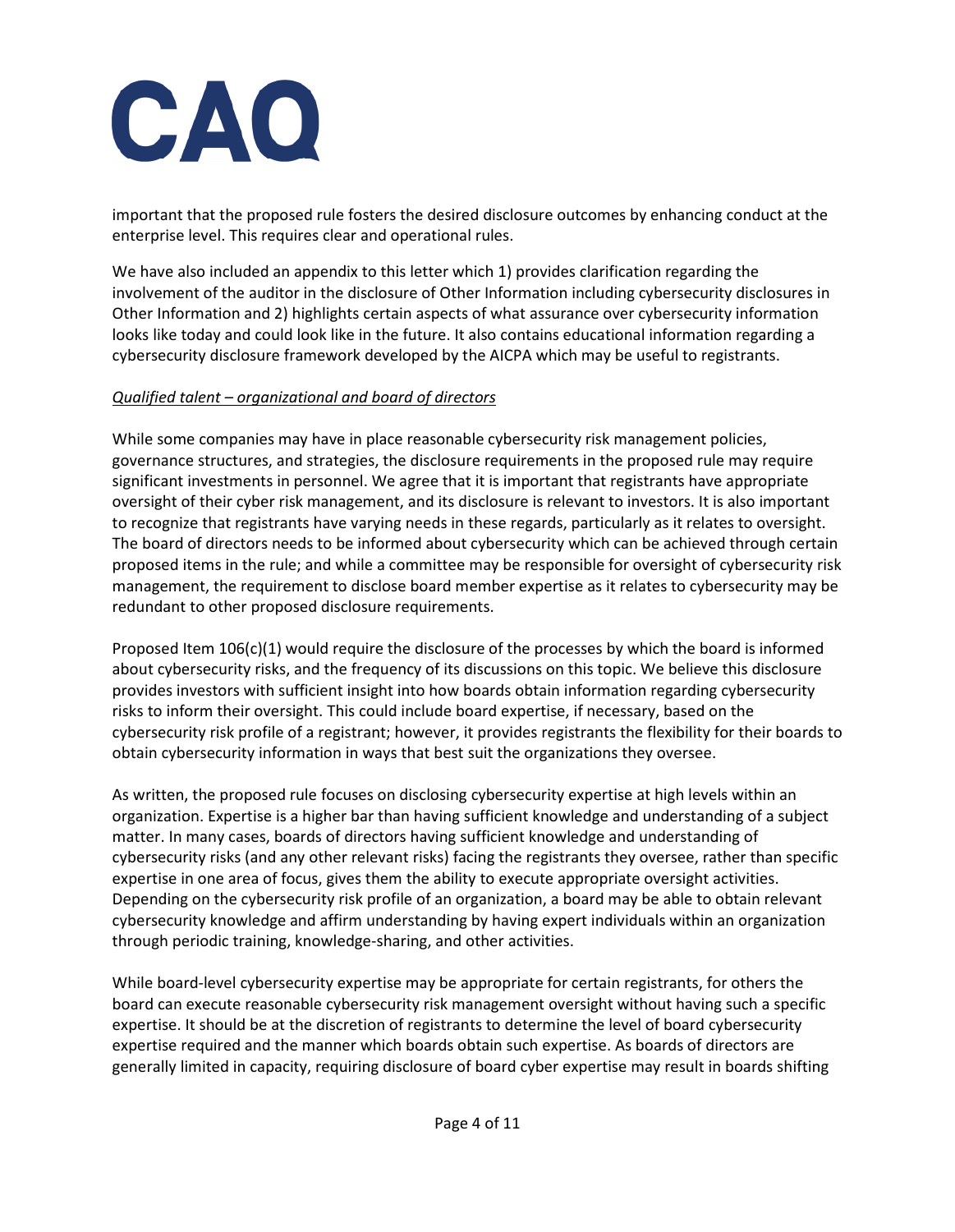important that the proposed rule fosters the desired disclosure outcomes by enhancing conduct at the enterprise level. This requires clear and operational rules.

We have also included an appendix to this letter which 1) provides clarification regarding the involvement of the auditor in the disclosure of Other Information including cybersecurity disclosures in Other Information and 2) highlights certain aspects of what assurance over cybersecurity information looks like today and could look like in the future. It also contains educational information regarding a cybersecurity disclosure framework developed by the AICPA which may be useful to registrants.

*Qualified talent – organizational and board of directors*

While some companies may have in place reasonable cybersecurity risk management policies, governance structures, and strategies, the disclosure requirements in the proposed rule may require significant investments in personnel. We agree that it is important that registrants have appropriate oversight of their cyber risk management, and its disclosure is relevant to investors. It is also important to recognize that registrants have varying needs in these regards, particularly as it relates to oversight. The board of directors needs to be informed about cybersecurity which can be achieved through certain proposed items in the rule; and while a committee may be responsible for oversight of cybersecurity risk management, the requirement to disclose board member expertise as it relates to cybersecurity may be redundant to other proposed disclosure requirements.

Proposed Item 106(c)(1) would require the disclosure of the processes by which the board is informed about cybersecurity risks, and the frequency of its discussions on this topic. We believe this disclosure provides investors with sufficient insight into how boards obtain information regarding cybersecurity risks to inform their oversight. This could include board expertise, if necessary, based on the cybersecurity risk profile of a registrant; however, it provides registrants the flexibility for their boards to obtain cybersecurity information in ways that best suit the organizations they oversee.

As written, the proposed rule focuses on disclosing cybersecurity expertise at high levels within an organization. Expertise is a higher bar than having sufficient knowledge and understanding of a subject matter. In many cases, boards of directors having sufficient knowledge and understanding of cybersecurity risks (and any other relevant risks) facing the registrants they oversee, rather than specific expertise in one area of focus, gives them the ability to execute appropriate oversight activities. Depending on the cybersecurity risk profile of an organization, a board may be able to obtain relevant cybersecurity knowledge and affirm understanding by having expert individuals within an organization through periodic training, knowledge-sharing, and other activities.

While board-level cybersecurity expertise may be appropriate for certain registrants, for others the board can execute reasonable cybersecurity risk management oversight without having such a specific expertise. It should be at the discretion of registrants to determine the level of board cybersecurity expertise required and the manner which boards obtain such expertise. As boards of directors are generally limited in capacity, requiring disclosure of board cyber expertise may result in boards shifting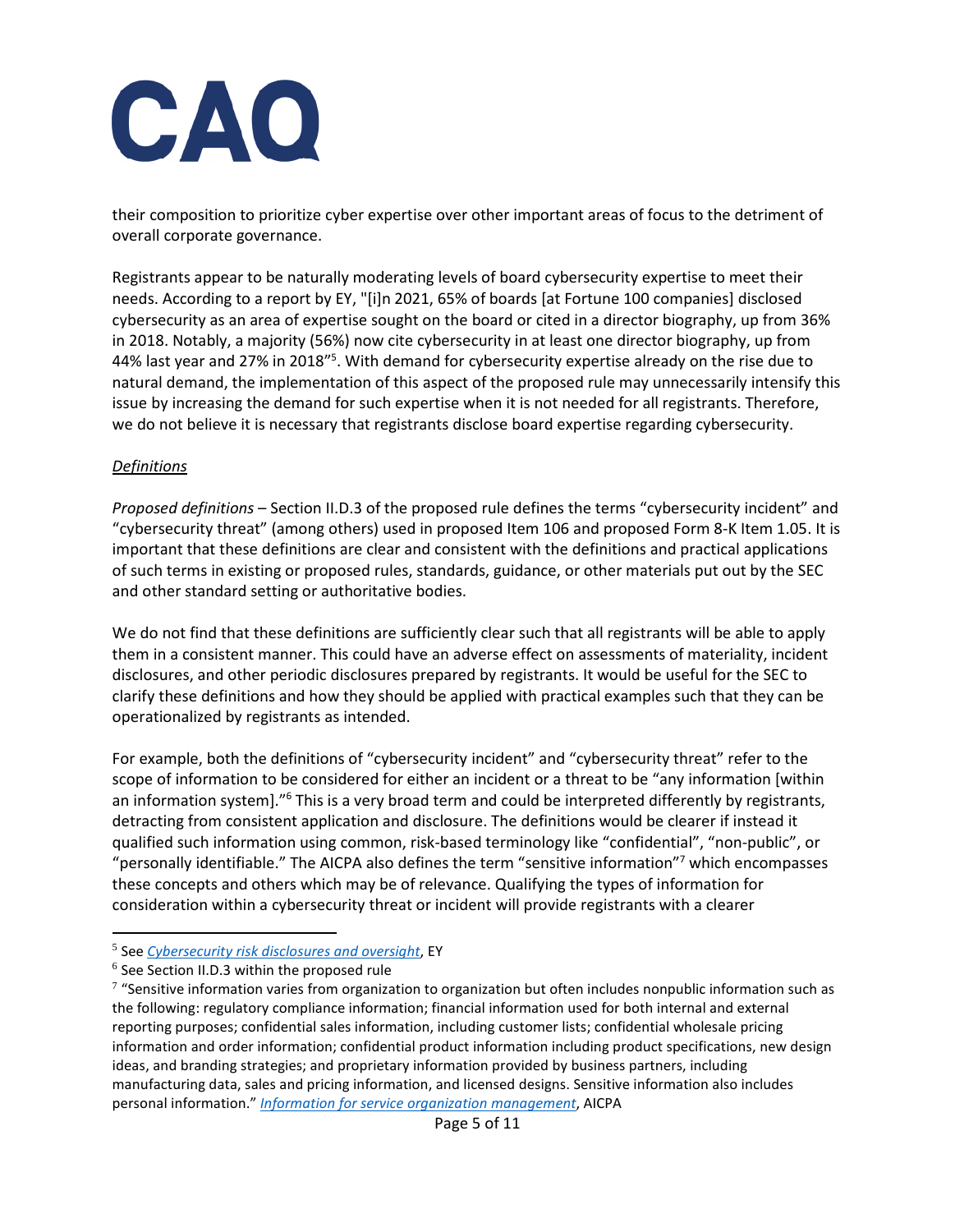their composition to prioritize cyber expertise over other important areas of focus to the detriment of overall corporate governance.

Registrants appear to be naturally moderating levels of board cybersecurity expertise to meet their needs. According to a report by EY, "[i]n 2021, 65% of boards [at Fortune 100 companies] disclosed cybersecurity as an area of expertise sought on the board or cited in a director biography, up from 36% in 2018. Notably, a majority (56%) now cite cybersecurity in at least one director biography, up from 44% last year and 27% in 2018"[5]. With demand for cybersecurity expertise already on the rise due to natural demand, the implementation of this aspect of the proposed rule may unnecessarily intensify this issue by increasing the demand for such expertise when it is not needed for all registrants. Therefore, we do not believe it is necessary that registrants disclose board expertise regarding cybersecurity.

### *Definitions*

*Proposed definitions* – Section II.D.3 of the proposed rule defines the terms "cybersecurity incident" and "cybersecurity threat" (among others) used in proposed Item 106 and proposed Form 8-K Item 1.05. It is important that these definitions are clear and consistent with the definitions and practical applications of such terms in existing or proposed rules, standards, guidance, or other materials put out by the SEC and other standard setting or authoritative bodies.

We do not find that these definitions are sufficiently clear such that all registrants will be able to apply them in a consistent manner. This could have an adverse effect on assessments of materiality, incident disclosures, and other periodic disclosures prepared by registrants. It would be useful for the SEC to clarify these definitions and how they should be applied with practical examples such that they can be operationalized by registrants as intended.

For example, both the definitions of "cybersecurity incident" and "cybersecurity threat" refer to the scope of information to be considered for either an incident or a threat to be "any information [within an information system]."[6] This is a very broad term and could be interpreted differently by registrants, detracting from consistent application and disclosure. The definitions would be clearer if instead it qualified such information using common, risk-based terminology like "confidential", "non-public", or "personally identifiable." The AICPA also defines the term "sensitive information"[7] which encompasses these concepts and others which may be of relevance. Qualifying the types of information for consideration within a cybersecurity threat or incident will provide registrants with a clearer

---

[5] See *Cybersecurity risk disclosures and oversight*, EY

[6] See Section II.D.3 within the proposed rule

[7] "Sensitive information varies from organization to organization but often includes nonpublic information such as the following: regulatory compliance information; financial information used for both internal and external reporting purposes; confidential sales information, including customer lists; confidential wholesale pricing information and order information; confidential product information including product specifications, new design ideas, and branding strategies; and proprietary information provided by business partners, including manufacturing data, sales and pricing information, and licensed designs. Sensitive information also includes personal information." *Information for service organization management*, AICPA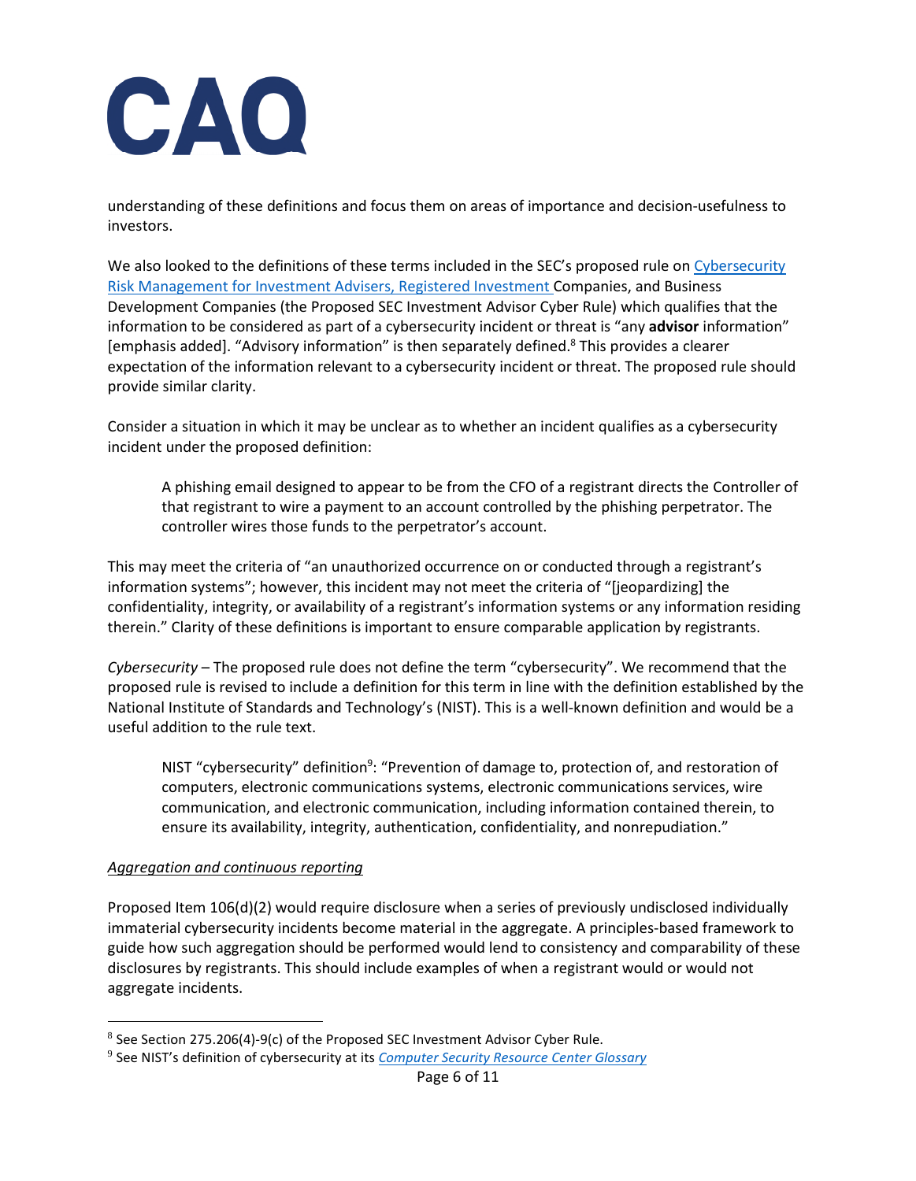understanding of these definitions and focus them on areas of importance and decision-usefulness to investors.

We also looked to the definitions of these terms included in the SEC's proposed rule on Cybersecurity Risk Management for Investment Advisers, Registered Investment Companies, and Business Development Companies (the Proposed SEC Investment Advisor Cyber Rule) which qualifies that the information to be considered as part of a cybersecurity incident or threat is "any **advisor** information" [emphasis added]. "Advisory information" is then separately defined.[8] This provides a clearer expectation of the information relevant to a cybersecurity incident or threat. The proposed rule should provide similar clarity.

Consider a situation in which it may be unclear as to whether an incident qualifies as a cybersecurity incident under the proposed definition:

> A phishing email designed to appear to be from the CFO of a registrant directs the Controller of that registrant to wire a payment to an account controlled by the phishing perpetrator. The controller wires those funds to the perpetrator's account.

This may meet the criteria of "an unauthorized occurrence on or conducted through a registrant's information systems"; however, this incident may not meet the criteria of "[jeopardizing] the confidentiality, integrity, or availability of a registrant's information systems or any information residing therein." Clarity of these definitions is important to ensure comparable application by registrants.

*Cybersecurity* – The proposed rule does not define the term "cybersecurity". We recommend that the proposed rule is revised to include a definition for this term in line with the definition established by the National Institute of Standards and Technology's (NIST). This is a well-known definition and would be a useful addition to the rule text.

> NIST "cybersecurity" definition[9]: "Prevention of damage to, protection of, and restoration of computers, electronic communications systems, electronic communications services, wire communication, and electronic communication, including information contained therein, to ensure its availability, integrity, authentication, confidentiality, and nonrepudiation."

*Aggregation and continuous reporting*

Proposed Item 106(d)(2) would require disclosure when a series of previously undisclosed individually immaterial cybersecurity incidents become material in the aggregate. A principles-based framework to guide how such aggregation should be performed would lend to consistency and comparability of these disclosures by registrants. This should include examples of when a registrant would or would not aggregate incidents.

---

[8] See Section 275.206(4)-9(c) of the Proposed SEC Investment Advisor Cyber Rule.

[9] See NIST's definition of cybersecurity at its *Computer Security Resource Center Glossary*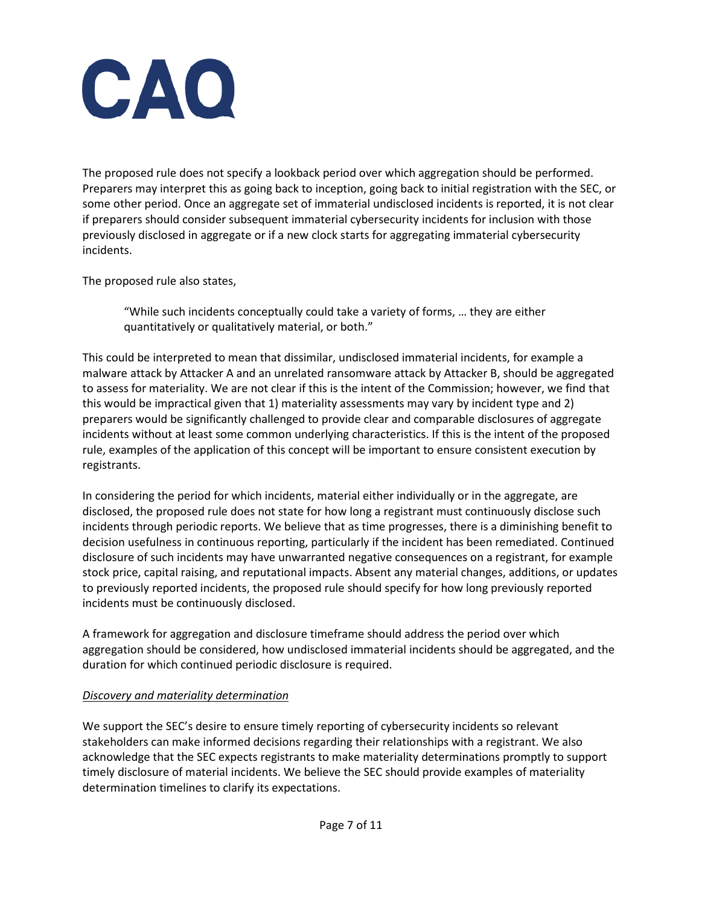The proposed rule does not specify a lookback period over which aggregation should be performed. Preparers may interpret this as going back to inception, going back to initial registration with the SEC, or some other period. Once an aggregate set of immaterial undisclosed incidents is reported, it is not clear if preparers should consider subsequent immaterial cybersecurity incidents for inclusion with those previously disclosed in aggregate or if a new clock starts for aggregating immaterial cybersecurity incidents.

The proposed rule also states,

> "While such incidents conceptually could take a variety of forms, … they are either quantitatively or qualitatively material, or both."

This could be interpreted to mean that dissimilar, undisclosed immaterial incidents, for example a malware attack by Attacker A and an unrelated ransomware attack by Attacker B, should be aggregated to assess for materiality. We are not clear if this is the intent of the Commission; however, we find that this would be impractical given that 1) materiality assessments may vary by incident type and 2) preparers would be significantly challenged to provide clear and comparable disclosures of aggregate incidents without at least some common underlying characteristics. If this is the intent of the proposed rule, examples of the application of this concept will be important to ensure consistent execution by registrants.

In considering the period for which incidents, material either individually or in the aggregate, are disclosed, the proposed rule does not state for how long a registrant must continuously disclose such incidents through periodic reports. We believe that as time progresses, there is a diminishing benefit to decision usefulness in continuous reporting, particularly if the incident has been remediated. Continued disclosure of such incidents may have unwarranted negative consequences on a registrant, for example stock price, capital raising, and reputational impacts. Absent any material changes, additions, or updates to previously reported incidents, the proposed rule should specify for how long previously reported incidents must be continuously disclosed.

A framework for aggregation and disclosure timeframe should address the period over which aggregation should be considered, how undisclosed immaterial incidents should be aggregated, and the duration for which continued periodic disclosure is required.

*Discovery and materiality determination*

We support the SEC's desire to ensure timely reporting of cybersecurity incidents so relevant stakeholders can make informed decisions regarding their relationships with a registrant. We also acknowledge that the SEC expects registrants to make materiality determinations promptly to support timely disclosure of material incidents. We believe the SEC should provide examples of materiality determination timelines to clarify its expectations.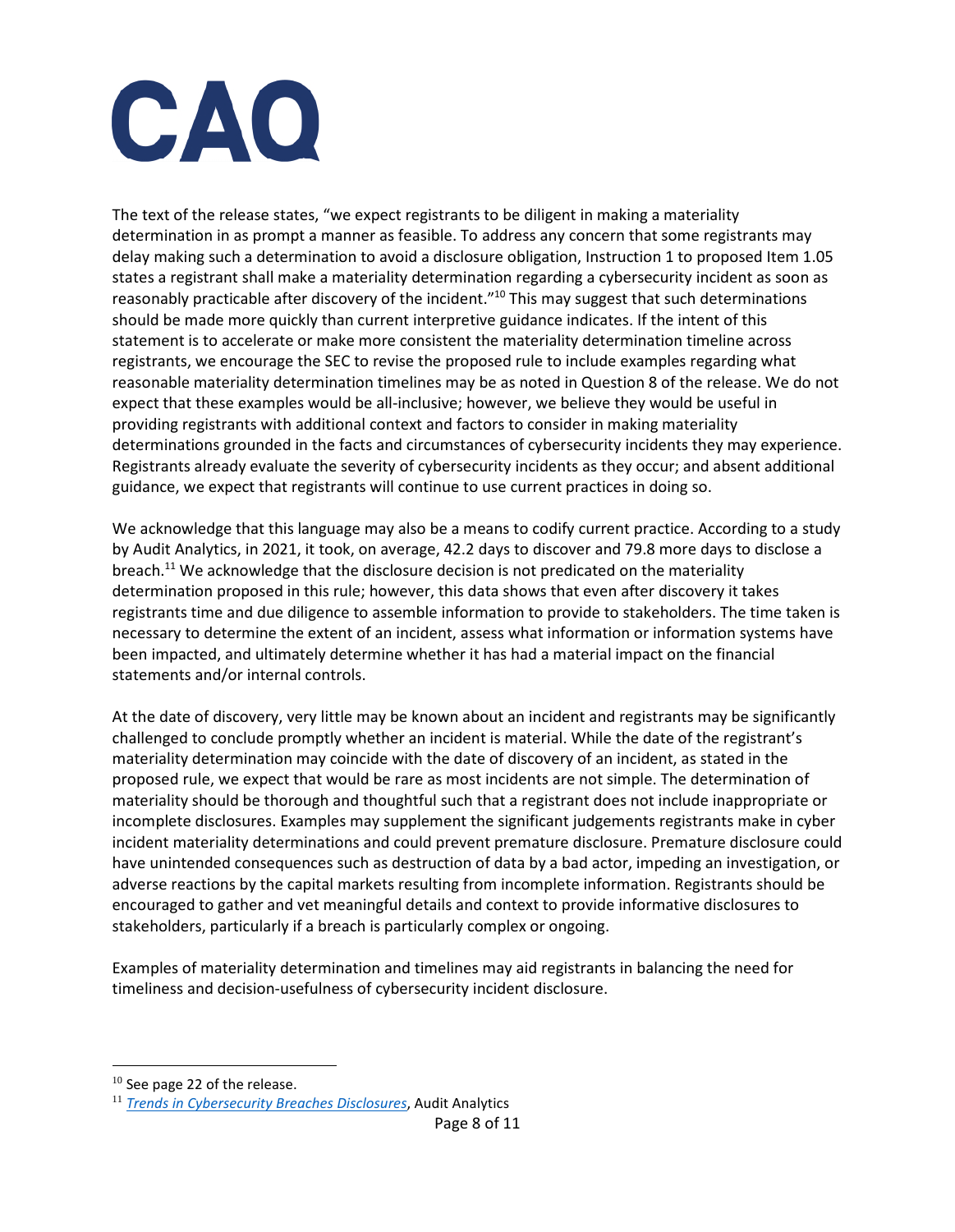The text of the release states, "we expect registrants to be diligent in making a materiality determination in as prompt a manner as feasible. To address any concern that some registrants may delay making such a determination to avoid a disclosure obligation, Instruction 1 to proposed Item 1.05 states a registrant shall make a materiality determination regarding a cybersecurity incident as soon as reasonably practicable after discovery of the incident."[10] This may suggest that such determinations should be made more quickly than current interpretive guidance indicates. If the intent of this statement is to accelerate or make more consistent the materiality determination timeline across registrants, we encourage the SEC to revise the proposed rule to include examples regarding what reasonable materiality determination timelines may be as noted in Question 8 of the release. We do not expect that these examples would be all-inclusive; however, we believe they would be useful in providing registrants with additional context and factors to consider in making materiality determinations grounded in the facts and circumstances of cybersecurity incidents they may experience. Registrants already evaluate the severity of cybersecurity incidents as they occur; and absent additional guidance, we expect that registrants will continue to use current practices in doing so.

We acknowledge that this language may also be a means to codify current practice. According to a study by Audit Analytics, in 2021, it took, on average, 42.2 days to discover and 79.8 more days to disclose a breach.[11] We acknowledge that the disclosure decision is not predicated on the materiality determination proposed in this rule; however, this data shows that even after discovery it takes registrants time and due diligence to assemble information to provide to stakeholders. The time taken is necessary to determine the extent of an incident, assess what information or information systems have been impacted, and ultimately determine whether it has had a material impact on the financial statements and/or internal controls.

At the date of discovery, very little may be known about an incident and registrants may be significantly challenged to conclude promptly whether an incident is material. While the date of the registrant's materiality determination may coincide with the date of discovery of an incident, as stated in the proposed rule, we expect that would be rare as most incidents are not simple. The determination of materiality should be thorough and thoughtful such that a registrant does not include inappropriate or incomplete disclosures. Examples may supplement the significant judgements registrants make in cyber incident materiality determinations and could prevent premature disclosure. Premature disclosure could have unintended consequences such as destruction of data by a bad actor, impeding an investigation, or adverse reactions by the capital markets resulting from incomplete information. Registrants should be encouraged to gather and vet meaningful details and context to provide informative disclosures to stakeholders, particularly if a breach is particularly complex or ongoing.

Examples of materiality determination and timelines may aid registrants in balancing the need for timeliness and decision-usefulness of cybersecurity incident disclosure.

---

[10] See page 22 of the release.

[11] *Trends in Cybersecurity Breaches Disclosures*, Audit Analytics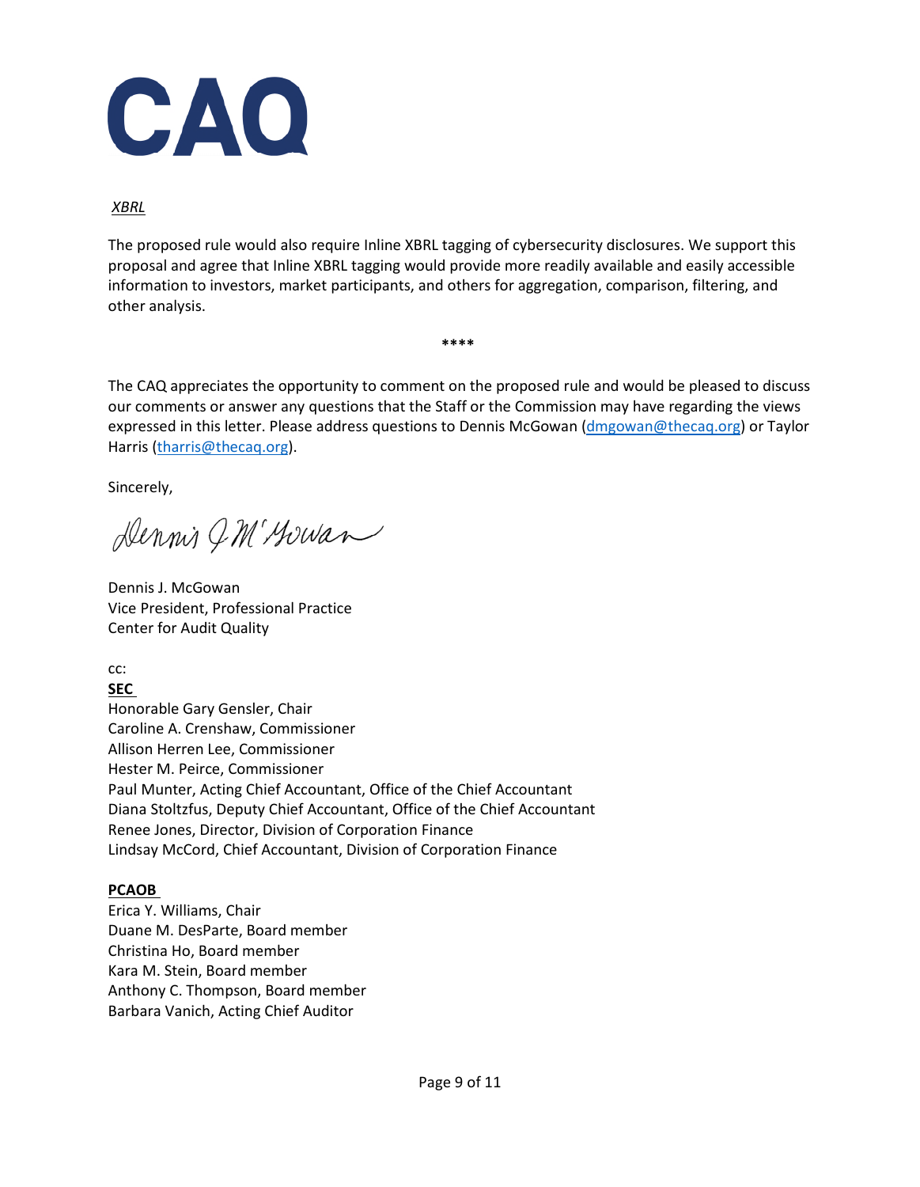*XBRL*

The proposed rule would also require Inline XBRL tagging of cybersecurity disclosures. We support this proposal and agree that Inline XBRL tagging would provide more readily available and easily accessible information to investors, market participants, and others for aggregation, comparison, filtering, and other analysis.

****

The CAQ appreciates the opportunity to comment on the proposed rule and would be pleased to discuss our comments or answer any questions that the Staff or the Commission may have regarding the views expressed in this letter. Please address questions to Dennis McGowan (dmgowan@thecaq.org) or Taylor Harris (tharris@thecaq.org).

Sincerely,

Dennis J. McGowan

Dennis J. McGowan
Vice President, Professional Practice
Center for Audit Quality

cc:

**SEC**

Honorable Gary Gensler, Chair
Caroline A. Crenshaw, Commissioner
Allison Herren Lee, Commissioner
Hester M. Peirce, Commissioner
Paul Munter, Acting Chief Accountant, Office of the Chief Accountant
Diana Stoltzfus, Deputy Chief Accountant, Office of the Chief Accountant
Renee Jones, Director, Division of Corporation Finance
Lindsay McCord, Chief Accountant, Division of Corporation Finance

**PCAOB**

Erica Y. Williams, Chair
Duane M. DesParte, Board member
Christina Ho, Board member
Kara M. Stein, Board member
Anthony C. Thompson, Board member
Barbara Vanich, Acting Chief Auditor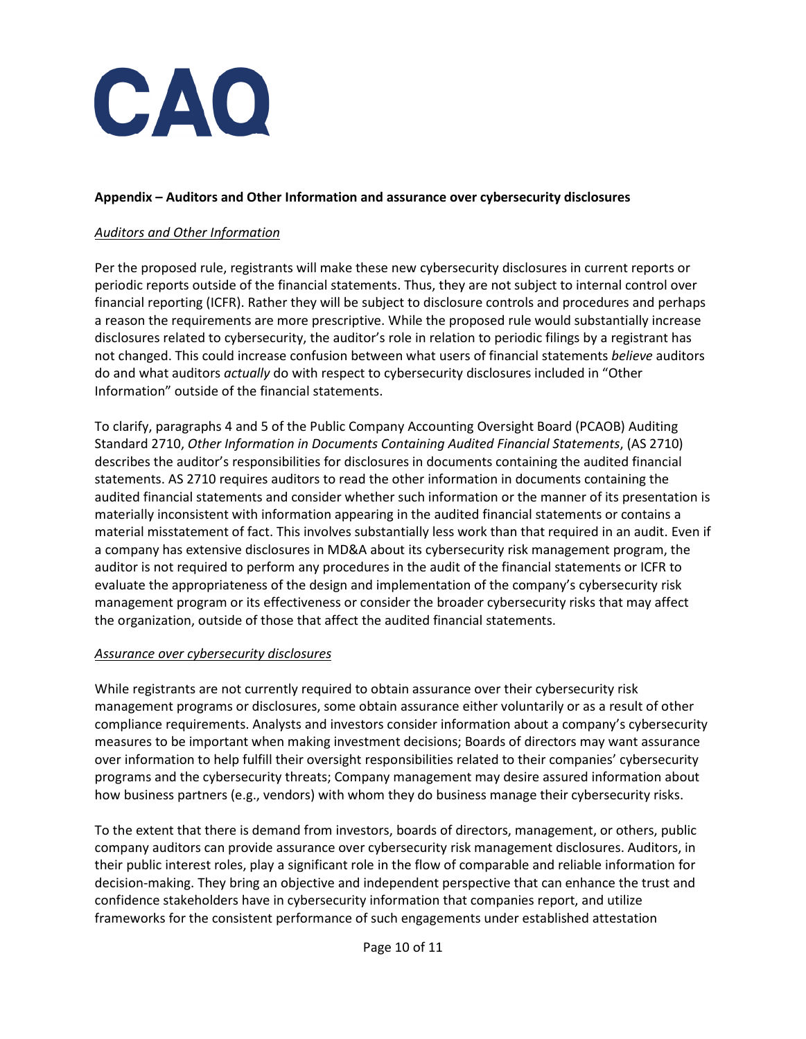**Appendix – Auditors and Other Information and assurance over cybersecurity disclosures**

*Auditors and Other Information*

Per the proposed rule, registrants will make these new cybersecurity disclosures in current reports or periodic reports outside of the financial statements. Thus, they are not subject to internal control over financial reporting (ICFR). Rather they will be subject to disclosure controls and procedures and perhaps a reason the requirements are more prescriptive. While the proposed rule would substantially increase disclosures related to cybersecurity, the auditor's role in relation to periodic filings by a registrant has not changed. This could increase confusion between what users of financial statements *believe* auditors do and what auditors *actually* do with respect to cybersecurity disclosures included in "Other Information" outside of the financial statements.

To clarify, paragraphs 4 and 5 of the Public Company Accounting Oversight Board (PCAOB) Auditing Standard 2710, *Other Information in Documents Containing Audited Financial Statements*, (AS 2710) describes the auditor's responsibilities for disclosures in documents containing the audited financial statements. AS 2710 requires auditors to read the other information in documents containing the audited financial statements and consider whether such information or the manner of its presentation is materially inconsistent with information appearing in the audited financial statements or contains a material misstatement of fact. This involves substantially less work than that required in an audit. Even if a company has extensive disclosures in MD&A about its cybersecurity risk management program, the auditor is not required to perform any procedures in the audit of the financial statements or ICFR to evaluate the appropriateness of the design and implementation of the company's cybersecurity risk management program or its effectiveness or consider the broader cybersecurity risks that may affect the organization, outside of those that affect the audited financial statements.

*Assurance over cybersecurity disclosures*

While registrants are not currently required to obtain assurance over their cybersecurity risk management programs or disclosures, some obtain assurance either voluntarily or as a result of other compliance requirements. Analysts and investors consider information about a company's cybersecurity measures to be important when making investment decisions; Boards of directors may want assurance over information to help fulfill their oversight responsibilities related to their companies' cybersecurity programs and the cybersecurity threats; Company management may desire assured information about how business partners (e.g., vendors) with whom they do business manage their cybersecurity risks.

To the extent that there is demand from investors, boards of directors, management, or others, public company auditors can provide assurance over cybersecurity risk management disclosures. Auditors, in their public interest roles, play a significant role in the flow of comparable and reliable information for decision-making. They bring an objective and independent perspective that can enhance the trust and confidence stakeholders have in cybersecurity information that companies report, and utilize frameworks for the consistent performance of such engagements under established attestation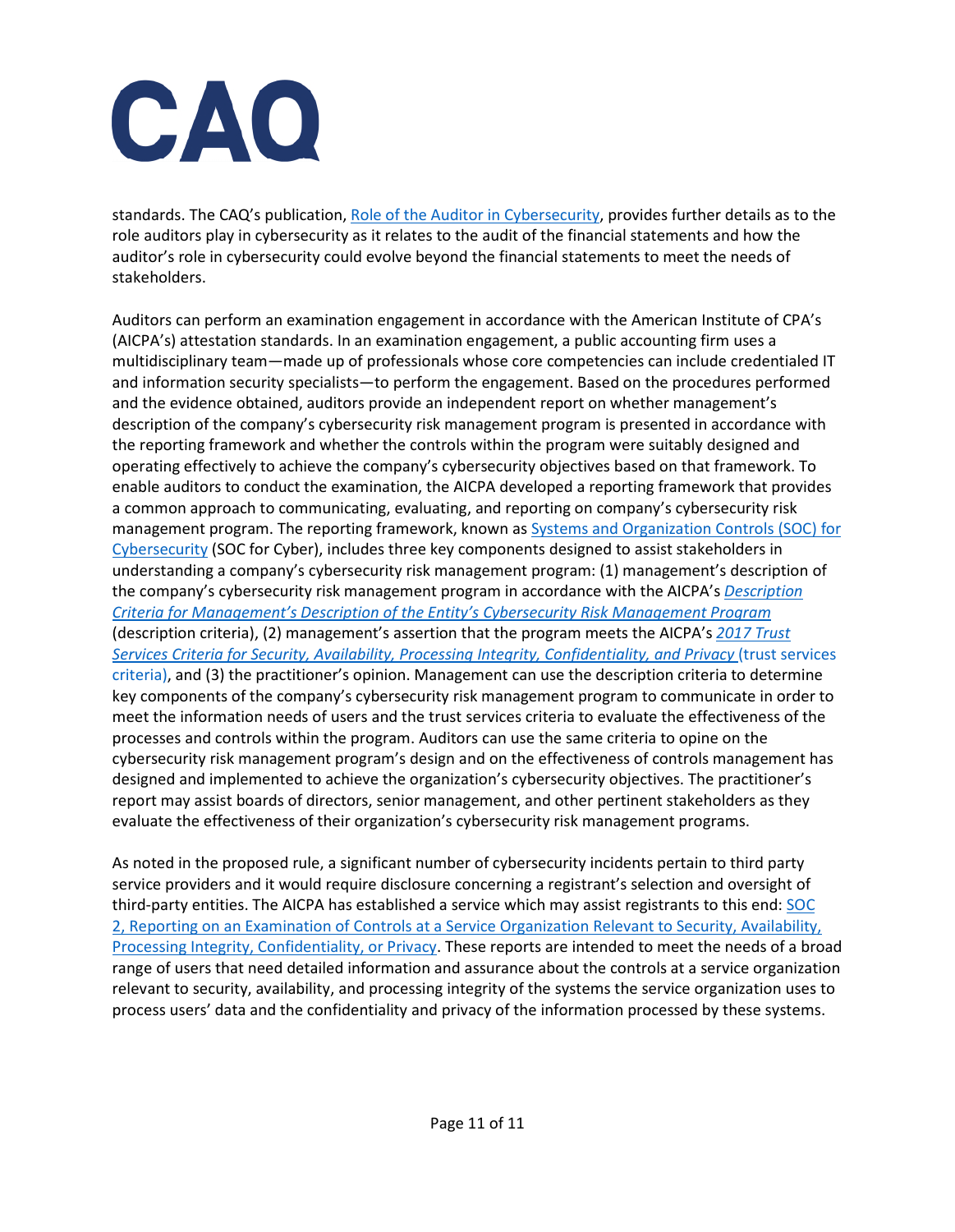standards. The CAQ's publication, [Role of the Auditor in Cybersecurity](), provides further details as to the role auditors play in cybersecurity as it relates to the audit of the financial statements and how the auditor's role in cybersecurity could evolve beyond the financial statements to meet the needs of stakeholders.

Auditors can perform an examination engagement in accordance with the American Institute of CPA's (AICPA's) attestation standards. In an examination engagement, a public accounting firm uses a multidisciplinary team—made up of professionals whose core competencies can include credentialed IT and information security specialists—to perform the engagement. Based on the procedures performed and the evidence obtained, auditors provide an independent report on whether management's description of the company's cybersecurity risk management program is presented in accordance with the reporting framework and whether the controls within the program were suitably designed and operating effectively to achieve the company's cybersecurity objectives based on that framework. To enable auditors to conduct the examination, the AICPA developed a reporting framework that provides a common approach to communicating, evaluating, and reporting on company's cybersecurity risk management program. The reporting framework, known as [Systems and Organization Controls (SOC) for Cybersecurity]() (SOC for Cyber), includes three key components designed to assist stakeholders in understanding a company's cybersecurity risk management program: (1) management's description of the company's cybersecurity risk management program in accordance with the AICPA's [*Description Criteria for Management's Description of the Entity's Cybersecurity Risk Management Program*]() (description criteria), (2) management's assertion that the program meets the AICPA's [*2017 Trust Services Criteria for Security, Availability, Processing Integrity, Confidentiality, and Privacy* (trust services criteria)](), and (3) the practitioner's opinion. Management can use the description criteria to determine key components of the company's cybersecurity risk management program to communicate in order to meet the information needs of users and the trust services criteria to evaluate the effectiveness of the processes and controls within the program. Auditors can use the same criteria to opine on the cybersecurity risk management program's design and on the effectiveness of controls management has designed and implemented to achieve the organization's cybersecurity objectives. The practitioner's report may assist boards of directors, senior management, and other pertinent stakeholders as they evaluate the effectiveness of their organization's cybersecurity risk management programs.

As noted in the proposed rule, a significant number of cybersecurity incidents pertain to third party service providers and it would require disclosure concerning a registrant's selection and oversight of third-party entities. The AICPA has established a service which may assist registrants to this end: [SOC 2, Reporting on an Examination of Controls at a Service Organization Relevant to Security, Availability, Processing Integrity, Confidentiality, or Privacy](). These reports are intended to meet the needs of a broad range of users that need detailed information and assurance about the controls at a service organization relevant to security, availability, and processing integrity of the systems the service organization uses to process users' data and the confidentiality and privacy of the information processed by these systems.